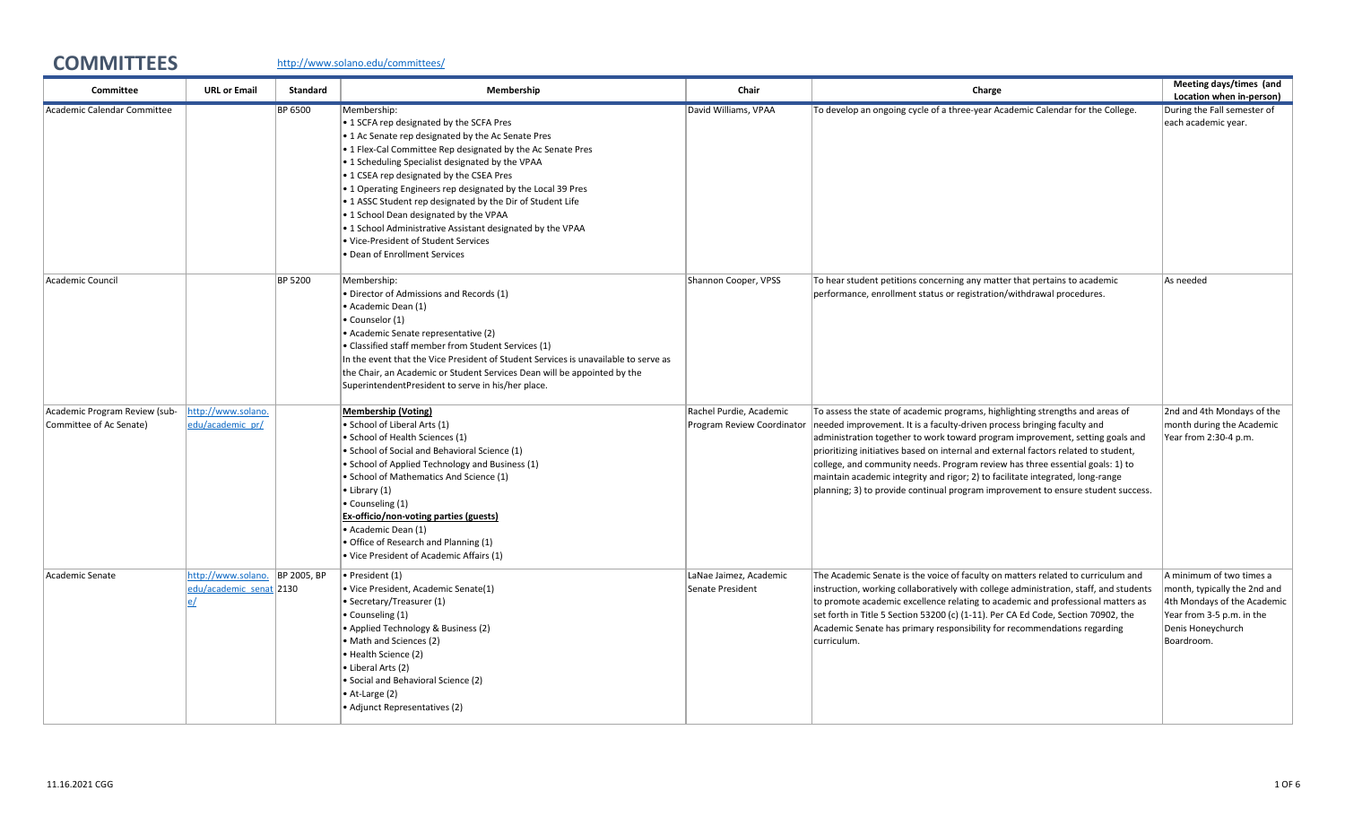# COMMITTEES

http://www.solano.edu/committees/

| Committee | URL or Email | Standard | Membership | Chair | Charge | Meeting days/times (and Location when in-person) |
|---|---|---|---|---|---|---|
| Academic Calendar Committee | | BP 6500 | Membership:<br>• 1 SCFA rep designated by the SCFA Pres<br>• 1 Ac Senate rep designated by the Ac Senate Pres<br>• 1 Flex-Cal Committee Rep designated by the Ac Senate Pres<br>• 1 Scheduling Specialist designated by the VPAA<br>• 1 CSEA rep designated by the CSEA Pres<br>• 1 Operating Engineers rep designated by the Local 39 Pres<br>• 1 ASSC Student rep designated by the Dir of Student Life<br>• 1 School Dean designated by the VPAA<br>• 1 School Administrative Assistant designated by the VPAA<br>• Vice-President of Student Services<br>• Dean of Enrollment Services | David Williams, VPAA | To develop an ongoing cycle of a three-year Academic Calendar for the College. | During the Fall semester of each academic year. |
| Academic Council | | BP 5200 | Membership:<br>• Director of Admissions and Records (1)<br>• Academic Dean (1)<br>• Counselor (1)<br>• Academic Senate representative (2)<br>• Classified staff member from Student Services (1)<br>In the event that the Vice President of Student Services is unavailable to serve as the Chair, an Academic or Student Services Dean will be appointed by the SuperintendentPresident to serve in his/her place. | Shannon Cooper, VPSS | To hear student petitions concerning any matter that pertains to academic performance, enrollment status or registration/withdrawal procedures. | As needed |
| Academic Program Review (sub-Committee of Ac Senate) | http://www.solano.edu/academic_pr/ | | **Membership (Voting)**<br>• School of Liberal Arts (1)<br>• School of Health Sciences (1)<br>• School of Social and Behavioral Science (1)<br>• School of Applied Technology and Business (1)<br>• School of Mathematics And Science (1)<br>• Library (1)<br>• Counseling (1)<br>**Ex-officio/non-voting parties (guests)**<br>• Academic Dean (1)<br>• Office of Research and Planning (1)<br>• Vice President of Academic Affairs (1) | Rachel Purdie, Academic Program Review Coordinator | To assess the state of academic programs, highlighting strengths and areas of needed improvement. It is a faculty-driven process bringing faculty and administration together to work toward program improvement, setting goals and prioritizing initiatives based on internal and external factors related to student, college, and community needs. Program review has three essential goals: 1) to maintain academic integrity and rigor; 2) to facilitate integrated, long-range planning; 3) to provide continual program improvement to ensure student success. | 2nd and 4th Mondays of the month during the Academic Year from 2:30-4 p.m. |
| Academic Senate | http://www.solano.edu/academic_senate/ | BP 2005, BP 2130 | • President (1)<br>• Vice President, Academic Senate(1)<br>• Secretary/Treasurer (1)<br>• Counseling (1)<br>• Applied Technology & Business (2)<br>• Math and Sciences (2)<br>• Health Science (2)<br>• Liberal Arts (2)<br>• Social and Behavioral Science (2)<br>• At-Large (2)<br>• Adjunct Representatives (2) | LaNae Jaimez, Academic Senate President | The Academic Senate is the voice of faculty on matters related to curriculum and instruction, working collaboratively with college administration, staff, and students to promote academic excellence relating to academic and professional matters as set forth in Title 5 Section 53200 (c) (1-11). Per CA Ed Code, Section 70902, the Academic Senate has primary responsibility for recommendations regarding curriculum. | A minimum of two times a month, typically the 2nd and 4th Mondays of the Academic Year from 3-5 p.m. in the Denis Honeychurch Boardroom. |

11.16.2021 CGG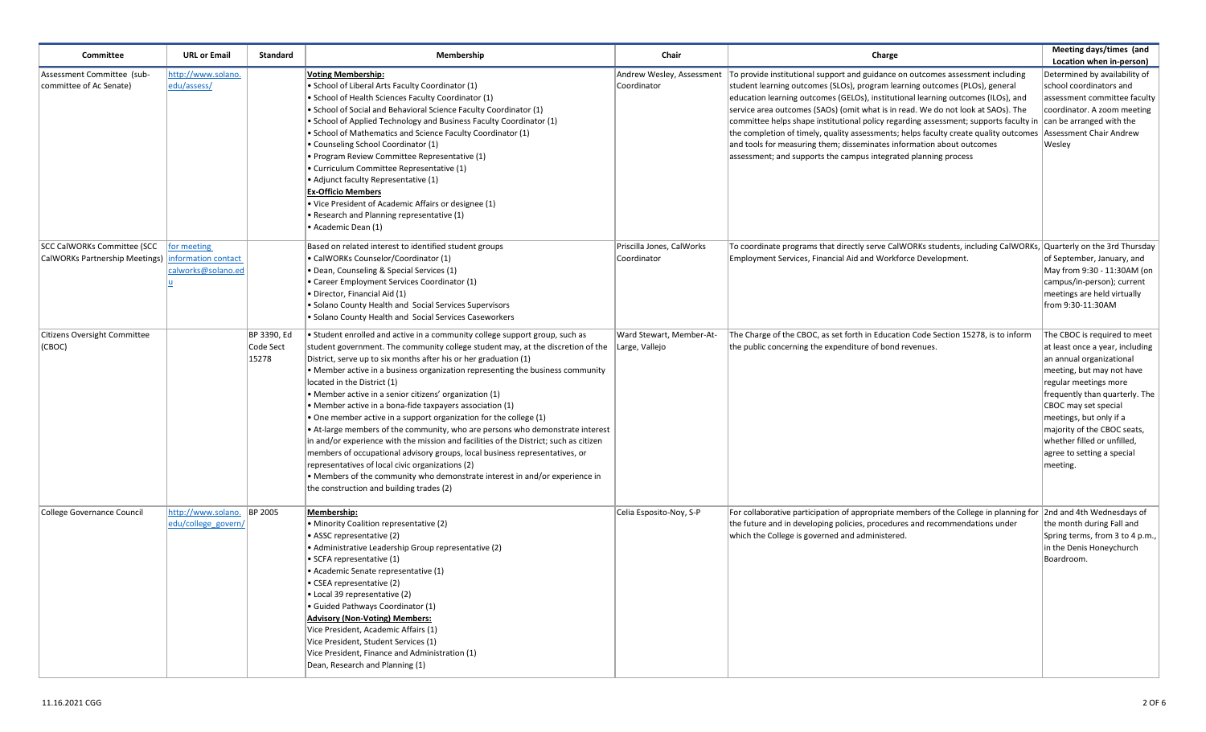| Committee | URL or Email | Standard | Membership | Chair | Charge | Meeting days/times (and Location when in-person) |
|---|---|---|---|---|---|---|
| Assessment Committee (sub-committee of Ac Senate) | http://www.solano.edu/assess/ | | **Voting Membership:**<br>• School of Liberal Arts Faculty Coordinator (1)<br>• School of Health Sciences Faculty Coordinator (1)<br>• School of Social and Behavioral Science Faculty Coordinator (1)<br>• School of Applied Technology and Business Faculty Coordinator (1)<br>• School of Mathematics and Science Faculty Coordinator (1)<br>• Counseling School Coordinator (1)<br>• Program Review Committee Representative (1)<br>• Curriculum Committee Representative (1)<br>• Adjunct faculty Representative (1)<br>**Ex-Officio Members**<br>• Vice President of Academic Affairs or designee (1)<br>• Research and Planning representative (1)<br>• Academic Dean (1) | Andrew Wesley, Assessment Coordinator | To provide institutional support and guidance on outcomes assessment including student learning outcomes (SLOs), program learning outcomes (PLOs), general education learning outcomes (GELOs), institutional learning outcomes (ILOs), and service area outcomes (SAOs) (omit what is in read. We do not look at SAOs). The committee helps shape institutional policy regarding assessment; supports faculty in the completion of timely, quality assessments; helps faculty create quality outcomes and tools for measuring them; disseminates information about outcomes assessment; and supports the campus integrated planning process | Determined by availability of school coordinators and assessment committee faculty coordinator. A zoom meeting can be arranged with the Assessment Chair Andrew Wesley |
| SCC CalWORKs Committee (SCC CalWORKs Partnership Meetings) | for meeting information contact calworks@solano.edu | | Based on related interest to identified student groups<br>• CalWORKs Counselor/Coordinator (1)<br>• Dean, Counseling & Special Services (1)<br>• Career Employment Services Coordinator (1)<br>• Director, Financial Aid (1)<br>• Solano County Health and Social Services Supervisors<br>• Solano County Health and Social Services Caseworkers | Priscilla Jones, CalWorks Coordinator | To coordinate programs that directly serve CalWORKs students, including CalWORKs, Employment Services, Financial Aid and Workforce Development. | Quarterly on the 3rd Thursday of September, January, and May from 9:30 - 11:30AM (on campus/in-person); current meetings are held virtually from 9:30-11:30AM |
| Citizens Oversight Committee (CBOC) | | BP 3390, Ed Code Sect 15278 | • Student enrolled and active in a community college support group, such as student government. The community college student may, at the discretion of the District, serve up to six months after his or her graduation (1)<br>• Member active in a business organization representing the business community located in the District (1)<br>• Member active in a senior citizens' organization (1)<br>• Member active in a bona-fide taxpayers association (1)<br>• One member active in a support organization for the college (1)<br>• At-large members of the community, who are persons who demonstrate interest in and/or experience with the mission and facilities of the District; such as citizen members of occupational advisory groups, local business representatives, or representatives of local civic organizations (2)<br>• Members of the community who demonstrate interest in and/or experience in the construction and building trades (2) | Ward Stewart, Member-At-Large, Vallejo | The Charge of the CBOC, as set forth in Education Code Section 15278, is to inform the public concerning the expenditure of bond revenues. | The CBOC is required to meet at least once a year, including an annual organizational meeting, but may not have regular meetings more frequently than quarterly. The CBOC may set special meetings, but only if a majority of the CBOC seats, whether filled or unfilled, agree to setting a special meeting. |
| College Governance Council | http://www.solano.edu/college_govern/ | BP 2005 | **Membership:**<br>• Minority Coalition representative (2)<br>• ASSC representative (2)<br>• Administrative Leadership Group representative (2)<br>• SCFA representative (1)<br>• Academic Senate representative (1)<br>• CSEA representative (2)<br>• Local 39 representative (2)<br>• Guided Pathways Coordinator (1)<br>**Advisory (Non-Voting) Members:**<br>Vice President, Academic Affairs (1)<br>Vice President, Student Services (1)<br>Vice President, Finance and Administration (1)<br>Dean, Research and Planning (1) | Celia Esposito-Noy, S-P | For collaborative participation of appropriate members of the College in planning for the future and in developing policies, procedures and recommendations under which the College is governed and administered. | 2nd and 4th Wednesdays of the month during Fall and Spring terms, from 3 to 4 p.m., in the Denis Honeychurch Boardroom. |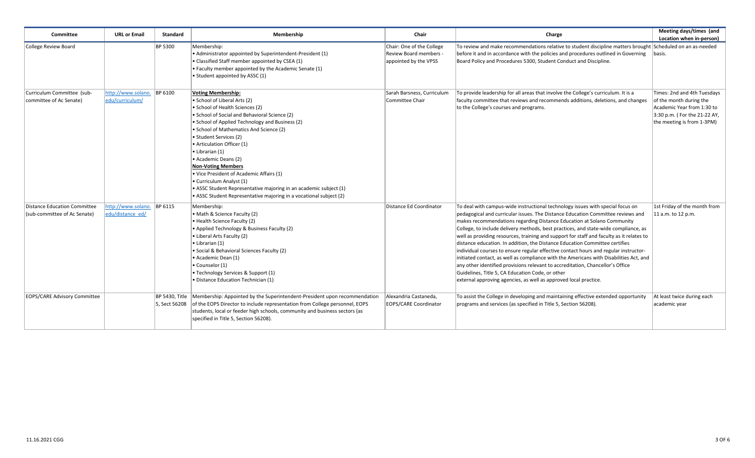| Committee | URL or Email | Standard | Membership | Chair | Charge | Meeting days/times (and Location when in-person) |
|---|---|---|---|---|---|---|
| College Review Board | | BP 5300 | Membership:<br>• Administrator appointed by Superintendent-President (1)<br>• Classified Staff member appointed by CSEA (1)<br>• Faculty member appointed by the Academic Senate (1)<br>• Student appointed by ASSC (1) | Chair: One of the College Review Board members - appointed by the VPSS | To review and make recommendations relative to student discipline matters brought before it and in accordance with the policies and procedures outlined in Governing Board Policy and Procedures 5300, Student Conduct and Discipline. | Scheduled on an as-needed basis. |
| Curriculum Committee (sub-committee of Ac Senate) | http://www.solano.edu/curriculum/ | BP 6100 | **Voting Membership:**<br>• School of Liberal Arts (2)<br>• School of Health Sciences (2)<br>• School of Social and Behavioral Science (2)<br>• School of Applied Technology and Business (2)<br>• School of Mathematics And Science (2)<br>• Student Services (2)<br>• Articulation Officer (1)<br>• Librarian (1)<br>• Academic Deans (2)<br>**Non-Voting Members**<br>• Vice President of Academic Affairs (1)<br>• Curriculum Analyst (1)<br>• ASSC Student Representative majoring in an academic subject (1)<br>• ASSC Student Representative majoring in a vocational subject (2) | Sarah Barsness, Curriculum Committee Chair | To provide leadership for all areas that involve the College's curriculum. It is a faculty committee that reviews and recommends additions, deletions, and changes to the College's courses and programs. | Times: 2nd and 4th Tuesdays of the month during the Academic Year from 1:30 to 3:30 p.m. ( For the 21-22 AY, the meeting is from 1-3PM) |
| Distance Education Committee (sub-committee of Ac Senate) | http://www.solano.edu/distance_ed/ | BP 6115 | Membership:<br>• Math & Science Faculty (2)<br>• Health Science Faculty (2)<br>• Applied Technology & Business Faculty (2)<br>• Liberal Arts Faculty (2)<br>• Librarian (1)<br>• Social & Behavioral Sciences Faculty (2)<br>• Academic Dean (1)<br>• Counselor (1)<br>• Technology Services & Support (1)<br>• Distance Education Technician (1) | Distance Ed Coordinator | To deal with campus-wide instructional technology issues with special focus on pedagogical and curricular issues. The Distance Education Committee reviews and makes recommendations regarding Distance Education at Solano Community College, to include delivery methods, best practices, and state-wide compliance, as well as providing resources, training and support for staff and faculty as it relates to distance education. In addition, the Distance Education Committee certifies individual courses to ensure regular effective contact hours and regular instructor-initiated contact, as well as compliance with the Americans with Disabilities Act, and any other identified provisions relevant to accreditation, Chancellor's Office Guidelines, Title 5, CA Education Code, or other external approving agencies, as well as approved local practice. | 1st Friday of the month from 11 a.m. to 12 p.m. |
| EOPS/CARE Advisory Committee | | BP 5430, Title 5, Sect 56208 | Membership: Appointed by the Superintendent-President upon recommendation of the EOPS Director to include representation from College personnel, EOPS students, local or feeder high schools, community and business sectors (as specified in Title 5, Section 56208). | Alexandria Castaneda, EOPS/CARE Coordinator | To assist the College in developing and maintaining effective extended opportunity programs and services (as specified in Title 5, Section 56208). | At least twice during each academic year |

11.16.2021 CGG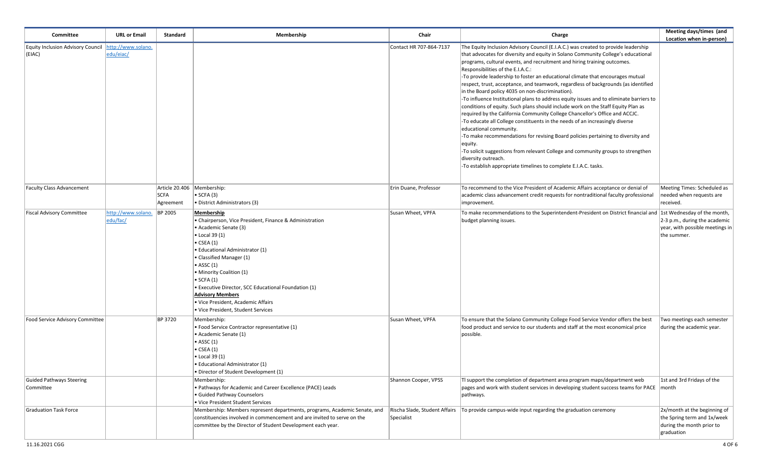| Committee | URL or Email | Standard | Membership | Chair | Charge | Meeting days/times (and Location when in-person) |
|---|---|---|---|---|---|---|
| Equity Inclusion Advisory Council (EIAC) | http://www.solano.edu/eiac/ | | | Contact HR 707-864-7137 | The Equity Inclusion Advisory Council (E.I.A.C.) was created to provide leadership that advocates for diversity and equity in Solano Community College's educational programs, cultural events, and recruitment and hiring training outcomes.<br>Responsibilities of the E.I.A.C.:<br>-To provide leadership to foster an educational climate that encourages mutual respect, trust, acceptance, and teamwork, regardless of backgrounds (as identified in the Board policy 4035 on non-discrimination).<br>-To influence Institutional plans to address equity issues and to eliminate barriers to conditions of equity. Such plans should include work on the Staff Equity Plan as required by the California Community College Chancellor's Office and ACCJC.<br>-To educate all College constituents in the needs of an increasingly diverse educational community.<br>-To make recommendations for revising Board policies pertaining to diversity and equity.<br>-To solicit suggestions from relevant College and community groups to strengthen diversity outreach.<br>-To establish appropriate timelines to complete E.I.A.C. tasks. | |
| Faculty Class Advancement | | Article 20.406 SCFA Agreement | Membership:<br>• SCFA (3)<br>• District Administrators (3) | Erin Duane, Professor | To recommend to the Vice President of Academic Affairs acceptance or denial of academic class advancement credit requests for nontraditional faculty professional improvement. | Meeting Times: Scheduled as needed when requests are received. |
| Fiscal Advisory Committee | http://www.solano.edu/fac/ | BP 2005 | **Membership**<br>• Chairperson, Vice President, Finance & Administration<br>• Academic Senate (3)<br>• Local 39 (1)<br>• CSEA (1)<br>• Educational Administrator (1)<br>• Classified Manager (1)<br>• ASSC (1)<br>• Minority Coalition (1)<br>• SCFA (1)<br>• Executive Director, SCC Educational Foundation (1)<br>**Advisory Members**<br>• Vice President, Academic Affairs<br>• Vice President, Student Services | Susan Wheet, VPFA | To make recommendations to the Superintendent-President on District financial and budget planning issues. | 1st Wednesday of the month, 2-3 p.m., during the academic year, with possible meetings in the summer. |
| Food Service Advisory Committee | | BP 3720 | Membership:<br>• Food Service Contractor representative (1)<br>• Academic Senate (1)<br>• ASSC (1)<br>• CSEA (1)<br>• Local 39 (1)<br>• Educational Administrator (1)<br>• Director of Student Development (1) | Susan Wheet, VPFA | To ensure that the Solano Community College Food Service Vendor offers the best food product and service to our students and staff at the most economical price possible. | Two meetings each semester during the academic year. |
| Guided Pathways Steering Committee | | | Membership:<br>• Pathways for Academic and Career Excellence (PACE) Leads<br>• Guided Pathway Counselors<br>• Vice President Student Services | Shannon Cooper, VPSS | Tl support the completion of department area program maps/department web pages and work with student services in developing student success teams for PACE pathways. | 1st and 3rd Fridays of the month |
| Graduation Task Force | | | Membership: Members represent departments, programs, Academic Senate, and constituencies involved in commencement and are invited to serve on the committee by the Director of Student Development each year. | Rischa Slade, Student Affairs Specialist | To provide campus-wide input regarding the graduation ceremony | 2x/month at the beginning of the Spring term and 1x/week during the month prior to graduation |

11.16.2021 CGG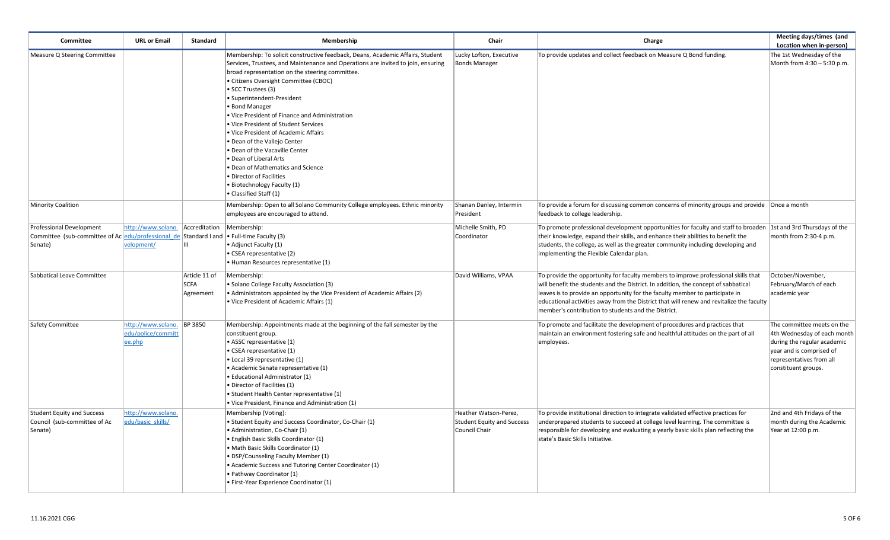| Committee | URL or Email | Standard | Membership | Chair | Charge | Meeting days/times (and Location when in-person) |
|---|---|---|---|---|---|---|
| Measure Q Steering Committee | | | Membership: To solicit constructive feedback, Deans, Academic Affairs, Student Services, Trustees, and Maintenance and Operations are invited to join, ensuring broad representation on the steering committee.<br>• Citizens Oversight Committee (CBOC)<br>• SCC Trustees (3)<br>• Superintendent-President<br>• Bond Manager<br>• Vice President of Finance and Administration<br>• Vice President of Student Services<br>• Vice President of Academic Affairs<br>• Dean of the Vallejo Center<br>• Dean of the Vacaville Center<br>• Dean of Liberal Arts<br>• Dean of Mathematics and Science<br>• Director of Facilities<br>• Biotechnology Faculty (1)<br>• Classified Staff (1) | Lucky Lofton, Executive Bonds Manager | To provide updates and collect feedback on Measure Q Bond funding. | The 1st Wednesday of the Month from 4:30 – 5:30 p.m. |
| Minority Coalition | | | Membership: Open to all Solano Community College employees. Ethnic minority employees are encouraged to attend. | Shanan Danley, Intermin President | To provide a forum for discussing common concerns of minority groups and provide feedback to college leadership. | Once a month |
| Professional Development Committee (sub-committee of Ac Senate) | http://www.solano.edu/professional_development/ | Accreditation Standard I and III | Membership:<br>• Full-time Faculty (3)<br>• Adjunct Faculty (1)<br>• CSEA representative (2)<br>• Human Resources representative (1) | Michelle Smith, PD Coordinator | To promote professional development opportunities for faculty and staff to broaden their knowledge, expand their skills, and enhance their abilities to benefit the students, the college, as well as the greater community including developing and implementing the Flexible Calendar plan. | 1st and 3rd Thursdays of the month from 2:30-4 p.m. |
| Sabbatical Leave Committee | | Article 11 of SCFA Agreement | Membership:<br>• Solano College Faculty Association (3)<br>• Administrators appointed by the Vice President of Academic Affairs (2)<br>• Vice President of Academic Affairs (1) | David Williams, VPAA | To provide the opportunity for faculty members to improve professional skills that will benefit the students and the District. In addition, the concept of sabbatical leaves is to provide an opportunity for the faculty member to participate in educational activities away from the District that will renew and revitalize the faculty member's contribution to students and the District. | October/November, February/March of each academic year |
| Safety Committee | http://www.solano.edu/police/committee.php | BP 3850 | Membership: Appointments made at the beginning of the fall semester by the constituent group.<br>• ASSC representative (1)<br>• CSEA representative (1)<br>• Local 39 representative (1)<br>• Academic Senate representative (1)<br>• Educational Administrator (1)<br>• Director of Facilities (1)<br>• Student Health Center representative (1)<br>• Vice President, Finance and Administration (1) | | To promote and facilitate the development of procedures and practices that maintain an environment fostering safe and healthful attitudes on the part of all employees. | The committee meets on the 4th Wednesday of each month during the regular academic year and is comprised of representatives from all constituent groups. |
| Student Equity and Success Council (sub-committee of Ac Senate) | http://www.solano.edu/basic_skills/ | | Membership (Voting):<br>• Student Equity and Success Coordinator, Co-Chair (1)<br>• Administration, Co-Chair (1)<br>• English Basic Skills Coordinator (1)<br>• Math Basic Skills Coordinator (1)<br>• DSP/Counseling Faculty Member (1)<br>• Academic Success and Tutoring Center Coordinator (1)<br>• Pathway Coordinator (1)<br>• First-Year Experience Coordinator (1) | Heather Watson-Perez, Student Equity and Success Council Chair | To provide institutional direction to integrate validated effective practices for underprepared students to succeed at college level learning. The committee is responsible for developing and evaluating a yearly basic skills plan reflecting the state's Basic Skills Initiative. | 2nd and 4th Fridays of the month during the Academic Year at 12:00 p.m. |

11.16.2021 CGG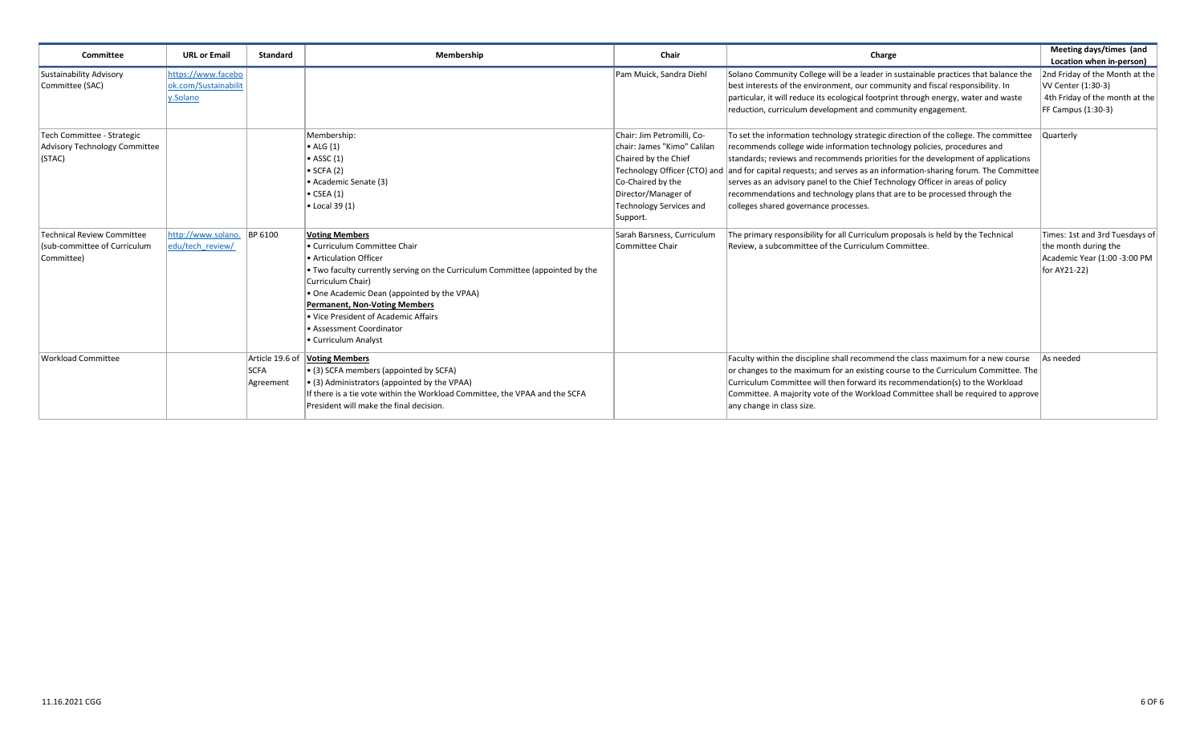| Committee | URL or Email | Standard | Membership | Chair | Charge | Meeting days/times (and Location when in-person) |
|---|---|---|---|---|---|---|
| Sustainability Advisory Committee (SAC) | https://www.facebook.com/Sustainability.Solano | | | Pam Muick, Sandra Diehl | Solano Community College will be a leader in sustainable practices that balance the best interests of the environment, our community and fiscal responsibility. In particular, it will reduce its ecological footprint through energy, water and waste reduction, curriculum development and community engagement. | 2nd Friday of the Month at the VV Center (1:30-3)<br>4th Friday of the month at the FF Campus (1:30-3) |
| Tech Committee - Strategic Advisory Technology Committee (STAC) | | | Membership:<br>• ALG (1)<br>• ASSC (1)<br>• SCFA (2)<br>• Academic Senate (3)<br>• CSEA (1)<br>• Local 39 (1) | Chair: Jim Petromilli, Co-chair: James "Kimo" Calilan<br>Chaired by the Chief Technology Officer (CTO) and Co-Chaired by the Director/Manager of Technology Services and Support. | To set the information technology strategic direction of the college. The committee recommends college wide information technology policies, procedures and standards; reviews and recommends priorities for the development of applications and for capital requests; and serves as an information-sharing forum. The Committee serves as an advisory panel to the Chief Technology Officer in areas of policy recommendations and technology plans that are to be processed through the colleges shared governance processes. | Quarterly |
| Technical Review Committee (sub-committee of Curriculum Committee) | http://www.solano.edu/tech_review/ | BP 6100 | **Voting Members**<br>• Curriculum Committee Chair<br>• Articulation Officer<br>• Two faculty currently serving on the Curriculum Committee (appointed by the Curriculum Chair)<br>• One Academic Dean (appointed by the VPAA)<br>**Permanent, Non-Voting Members**<br>• Vice President of Academic Affairs<br>• Assessment Coordinator<br>• Curriculum Analyst | Sarah Barsness, Curriculum Committee Chair | The primary responsibility for all Curriculum proposals is held by the Technical Review, a subcommittee of the Curriculum Committee. | Times: 1st and 3rd Tuesdays of the month during the Academic Year (1:00 -3:00 PM for AY21-22) |
| Workload Committee | | Article 19.6 of SCFA Agreement | **Voting Members**<br>• (3) SCFA members (appointed by SCFA)<br>• (3) Administrators (appointed by the VPAA)<br>If there is a tie vote within the Workload Committee, the VPAA and the SCFA President will make the final decision. | | Faculty within the discipline shall recommend the class maximum for a new course or changes to the maximum for an existing course to the Curriculum Committee. The Curriculum Committee will then forward its recommendation(s) to the Workload Committee. A majority vote of the Workload Committee shall be required to approve any change in class size. | As needed |

11.16.2021 CGG